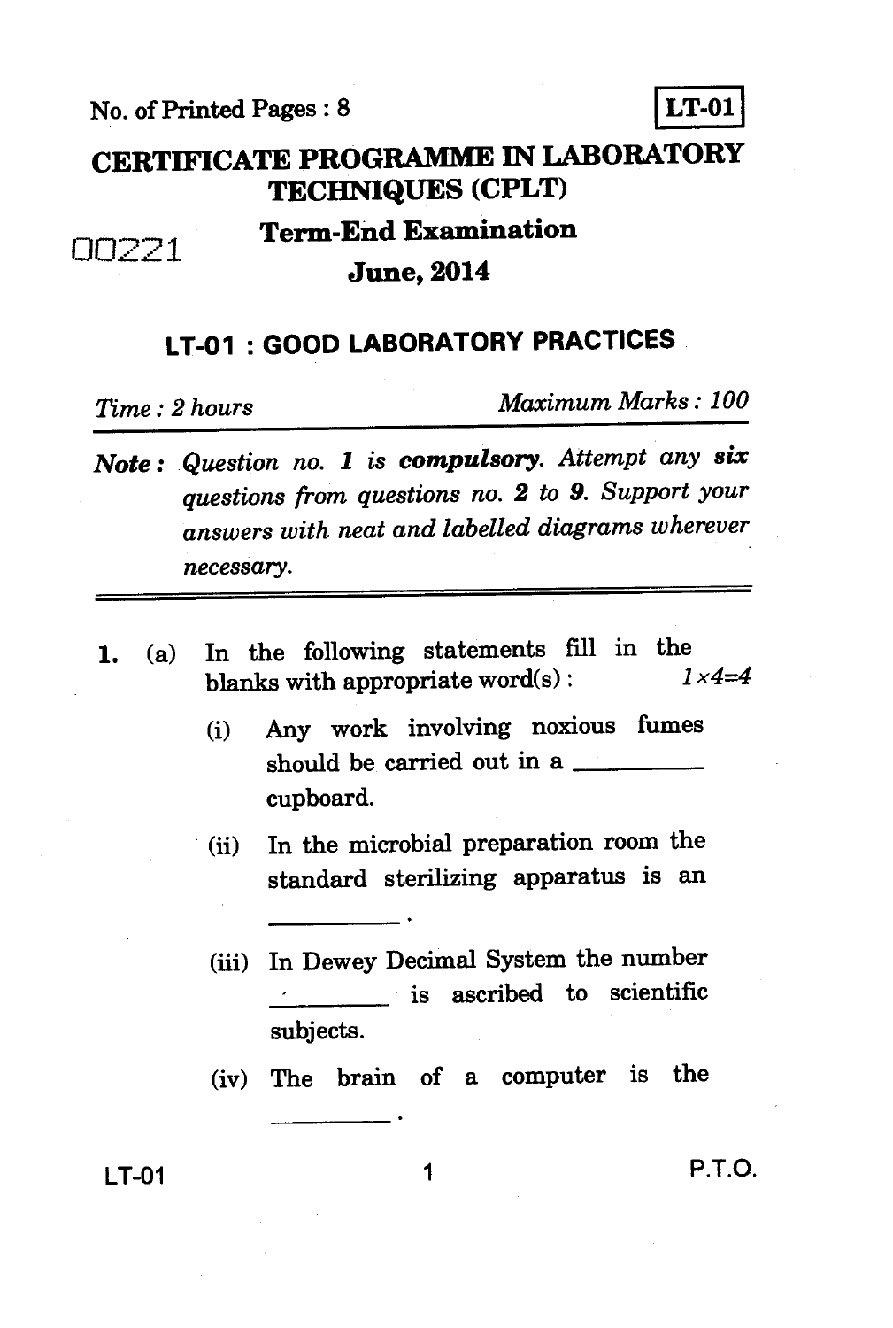No. of Printed Pages : 8

**LT-01**

# CERTIFICATE PROGRAMME IN LABORATORY TECHNIQUES (CPLT)

00221

## Term-End Examination

## June, 2014

## LT-01 : GOOD LABORATORY PRACTICES

*Time : 2 hours* *Maximum Marks : 100*

***Note :*** *Question no. 1 is* ***compulsory****. Attempt any* ***six*** *questions from questions no.* ***2*** *to* ***9****. Support your answers with neat and labelled diagrams wherever necessary.*

---

1. (a) In the following statements fill in the blanks with appropriate word(s) : *1×4=4*

   (i) Any work involving noxious fumes should be carried out in a \_\_\_\_\_\_\_\_\_ cupboard.

   (ii) In the microbial preparation room the standard sterilizing apparatus is an \_\_\_\_\_\_\_\_\_ .

   (iii) In Dewey Decimal System the number \_\_\_\_\_\_\_\_\_ is ascribed to scientific subjects.

   (iv) The brain of a computer is the \_\_\_\_\_\_\_\_\_ .

P.T.O.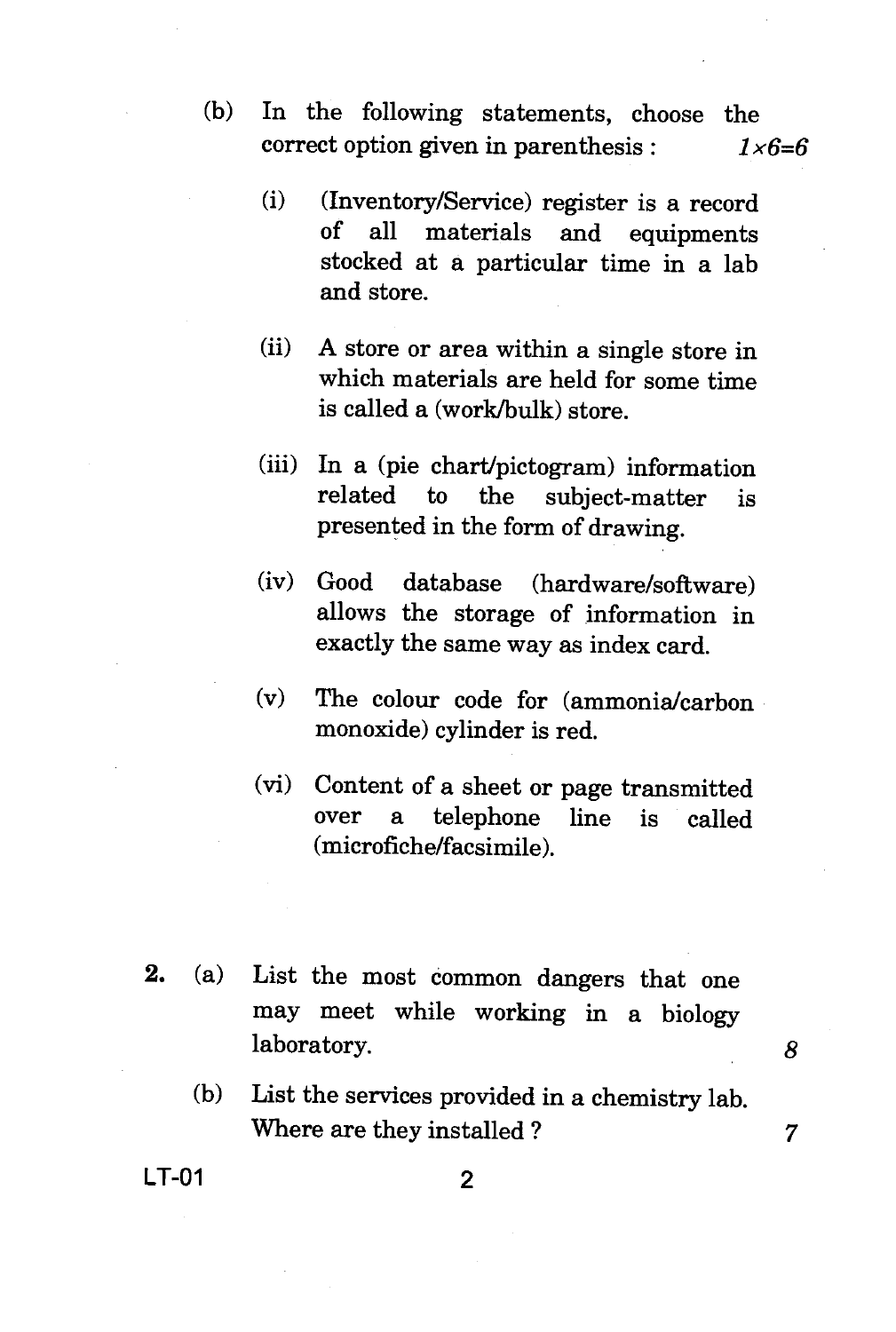(b) In the following statements, choose the correct option given in parenthesis : *1×6=6*

(i) (Inventory/Service) register is a record of all materials and equipments stocked at a particular time in a lab and store.

(ii) A store or area within a single store in which materials are held for some time is called a (work/bulk) store.

(iii) In a (pie chart/pictogram) information related to the subject-matter is presented in the form of drawing.

(iv) Good database (hardware/software) allows the storage of information in exactly the same way as index card.

(v) The colour code for (ammonia/carbon monoxide) cylinder is red.

(vi) Content of a sheet or page transmitted over a telephone line is called (microfiche/facsimile).

**2.** (a) List the most common dangers that one may meet while working in a biology laboratory. *8*

(b) List the services provided in a chemistry lab. Where are they installed ? *7*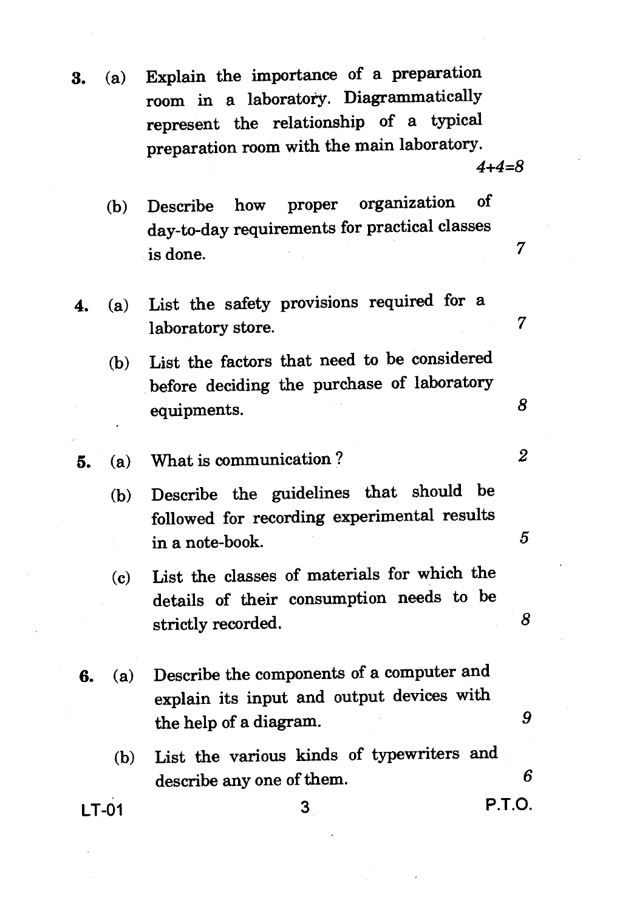3\. (a) Explain the importance of a preparation room in a laboratory. Diagrammatically represent the relationship of a typical preparation room with the main laboratory. 4+4=8

(b) Describe how proper organization of day-to-day requirements for practical classes is done. 7

4\. (a) List the safety provisions required for a laboratory store. 7

(b) List the factors that need to be considered before deciding the purchase of laboratory equipments. 8

5\. (a) What is communication? 2

(b) Describe the guidelines that should be followed for recording experimental results in a note-book. 5

(c) List the classes of materials for which the details of their consumption needs to be strictly recorded. 8

6\. (a) Describe the components of a computer and explain its input and output devices with the help of a diagram. 9

(b) List the various kinds of typewriters and describe any one of them. 6

LT-01 P.T.O.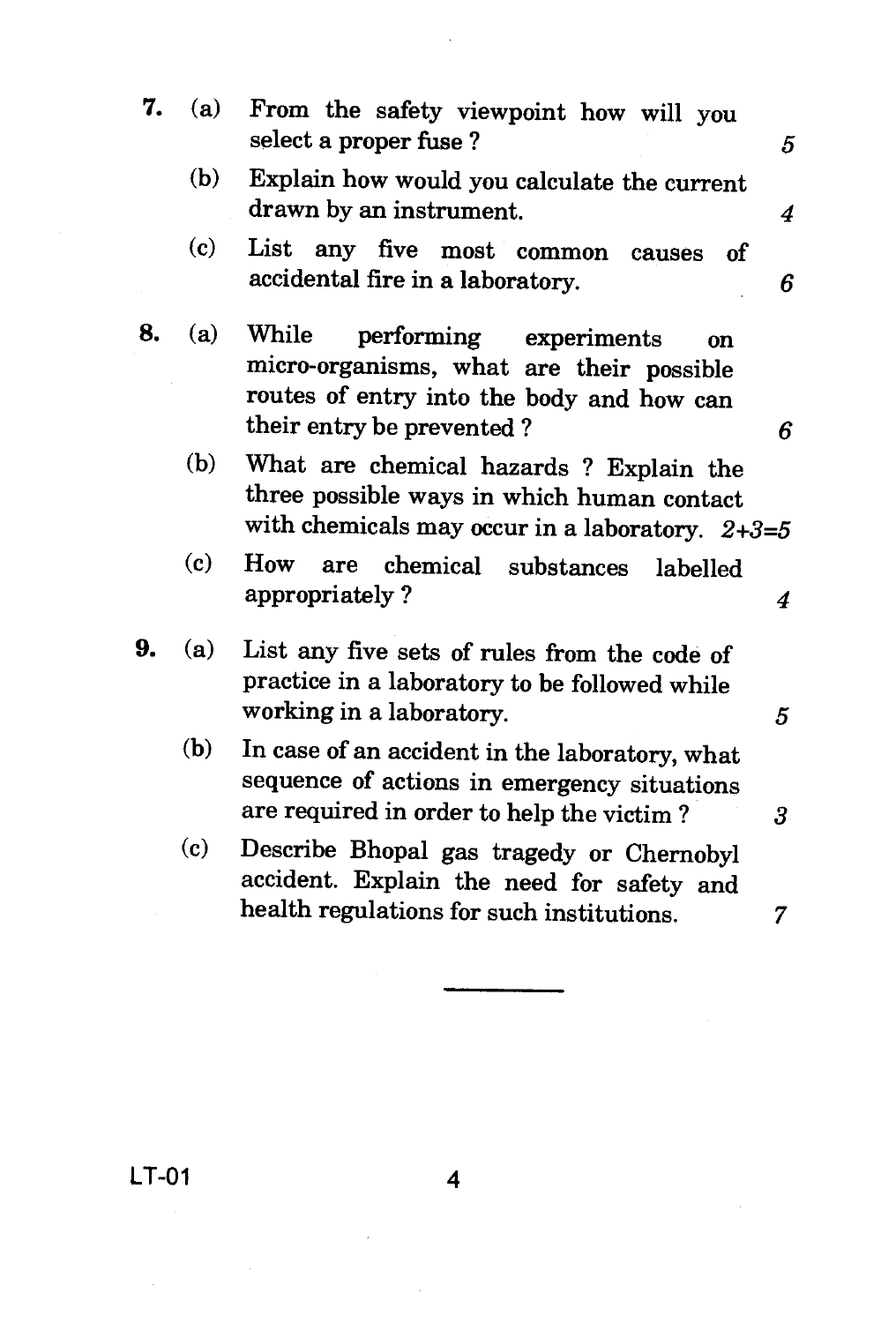7. (a) From the safety viewpoint how will you select a proper fuse ? *5*

   (b) Explain how would you calculate the current drawn by an instrument. *4*

   (c) List any five most common causes of accidental fire in a laboratory. *6*

8. (a) While performing experiments on micro-organisms, what are their possible routes of entry into the body and how can their entry be prevented ? *6*

   (b) What are chemical hazards ? Explain the three possible ways in which human contact with chemicals may occur in a laboratory. *2+3=5*

   (c) How are chemical substances labelled appropriately ? *4*

9. (a) List any five sets of rules from the code of practice in a laboratory to be followed while working in a laboratory. *5*

   (b) In case of an accident in the laboratory, what sequence of actions in emergency situations are required in order to help the victim ? *3*

   (c) Describe Bhopal gas tragedy or Chernobyl accident. Explain the need for safety and health regulations for such institutions. *7*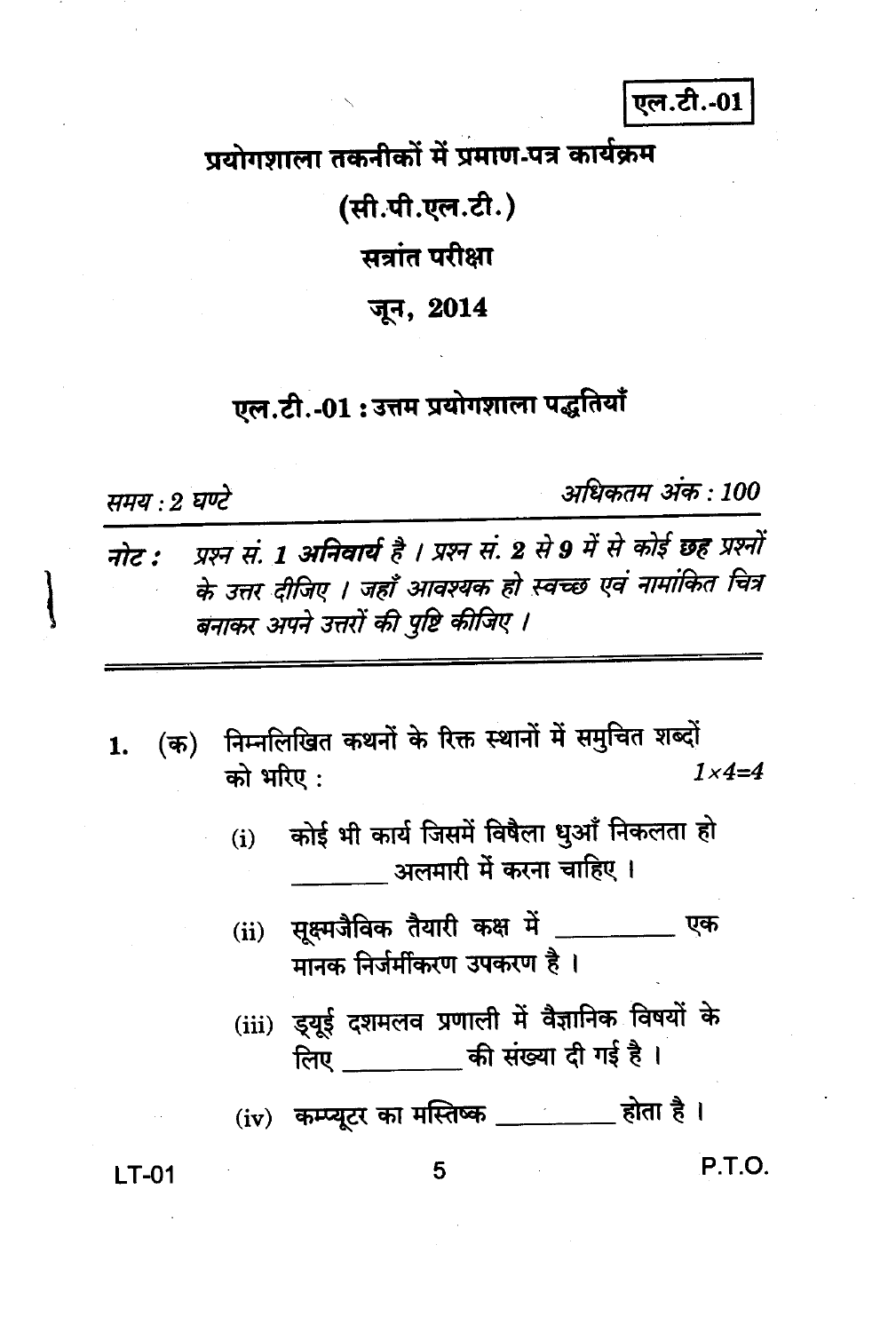एल.टी.-01

# प्रयोगशाला तकनीकों में प्रमाण-पत्र कार्यक्रम

## (सी.पी.एल.टी.)

## सत्रांत परीक्षा

## जून, 2014

## एल.टी.-01 : उत्तम प्रयोगशाला पद्धतियाँ

*समय : 2 घण्टे* *अधिकतम अंक : 100*

*नोट : प्रश्न सं. 1 अनिवार्य है । प्रश्न सं. 2 से 9 में से कोई छह प्रश्नों के उत्तर दीजिए । जहाँ आवश्यक हो स्वच्छ एवं नामांकित चित्र बनाकर अपने उत्तरों की पुष्टि कीजिए ।*

---

1. (क) निम्नलिखित कथनों के रिक्त स्थानों में समुचित शब्दों को भरिए : $1 \times 4 = 4$

   (i) कोई भी कार्य जिसमें विषैला धुआँ निकलता हो ________ अलमारी में करना चाहिए ।

   (ii) सूक्ष्मजैविक तैयारी कक्ष में ________ एक मानक निर्जर्मीकरण उपकरण है ।

   (iii) ड्यूई दशमलव प्रणाली में वैज्ञानिक विषयों के लिए ________ की संख्या दी गई है ।

   (iv) कम्प्यूटर का मस्तिष्क ________ होता है ।

LT-01 P.T.O.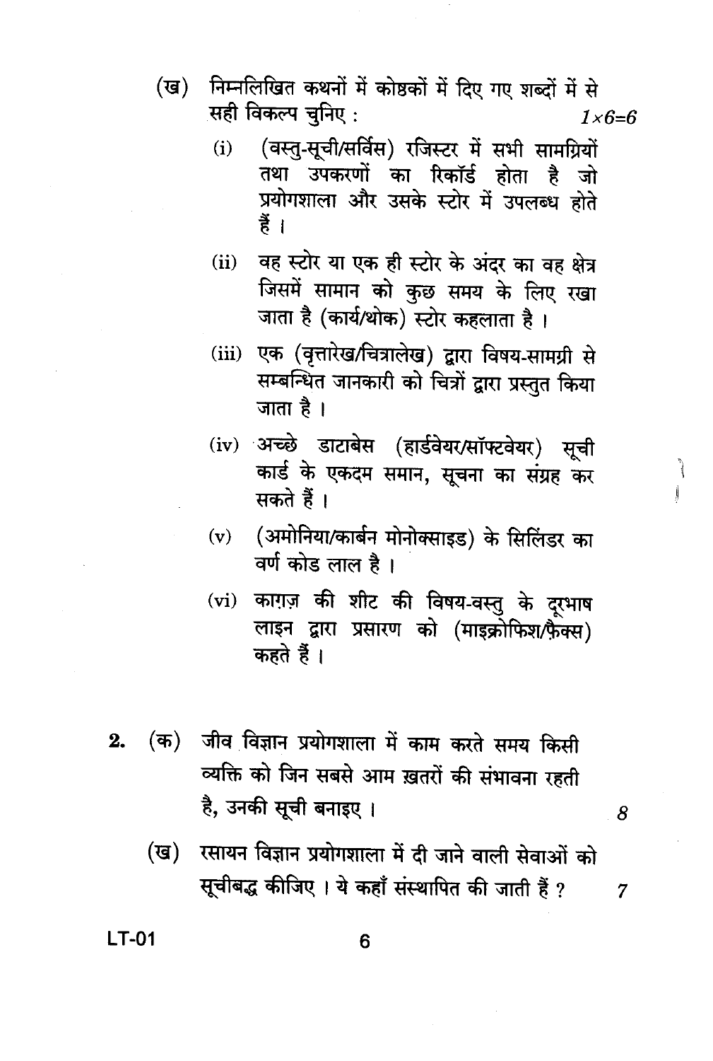(ख) निम्नलिखित कथनों में कोष्ठकों में दिए गए शब्दों में से सही विकल्प चुनिए : $1 \times 6 = 6$

(i) (वस्तु-सूची/सर्विस) रजिस्टर में सभी सामग्रियों तथा उपकरणों का रिकॉर्ड होता है जो प्रयोगशाला और उसके स्टोर में उपलब्ध होते हैं ।

(ii) वह स्टोर या एक ही स्टोर के अंदर का वह क्षेत्र जिसमें सामान को कुछ समय के लिए रखा जाता है (कार्य/थोक) स्टोर कहलाता है ।

(iii) एक (वृत्तारेख/चित्रालेख) द्वारा विषय-सामग्री से सम्बन्धित जानकारी को चित्रों द्वारा प्रस्तुत किया जाता है ।

(iv) अच्छे डाटाबेस (हार्डवेयर/सॉफ्टवेयर) सूची कार्ड के एकदम समान, सूचना का संग्रह कर सकते हैं ।

(v) (अमोनिया/कार्बन मोनोक्साइड) के सिलिंडर का वर्ण कोड लाल है ।

(vi) काग़ज़ की शीट की विषय-वस्तु के दूरभाष लाइन द्वारा प्रसारण को (माइक्रोफिश/फ़ैक्स) कहते हैं ।

**2.** (क) जीव विज्ञान प्रयोगशाला में काम करते समय किसी व्यक्ति को जिन सबसे आम ख़तरों की संभावना रहती है, उनकी सूची बनाइए । 8

(ख) रसायन विज्ञान प्रयोगशाला में दी जाने वाली सेवाओं को सूचीबद्ध कीजिए । ये कहाँ संस्थापित की जाती हैं ? 7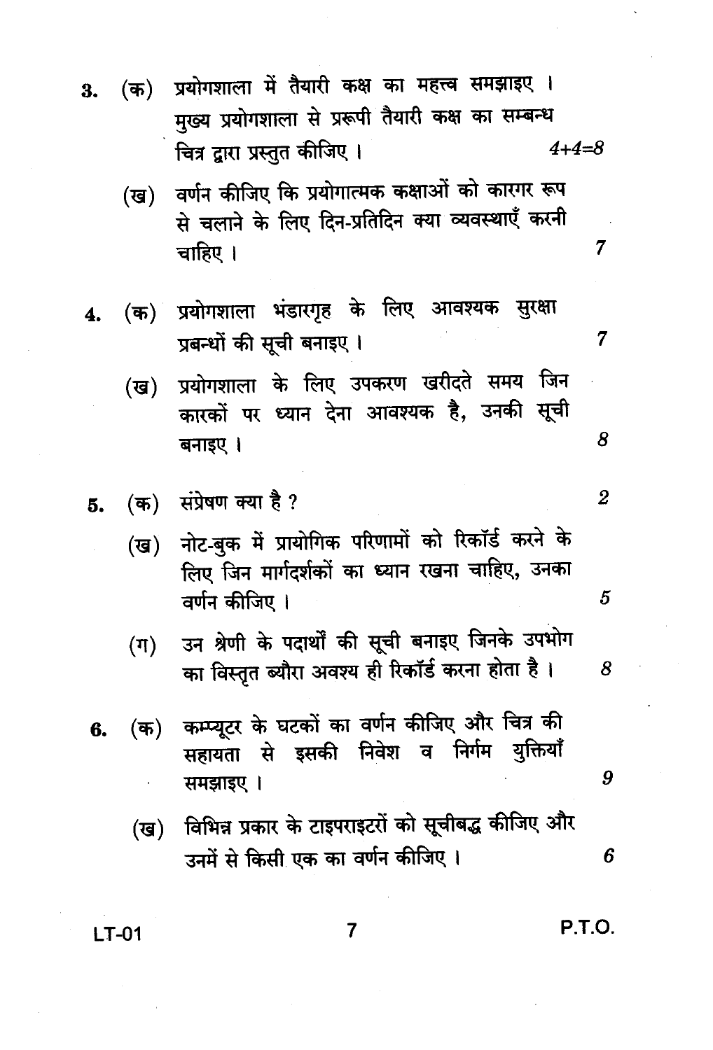3. (क) प्रयोगशाला में तैयारी कक्ष का महत्त्व समझाइए । मुख्य प्रयोगशाला से प्ररूपी तैयारी कक्ष का सम्बन्ध चित्र द्वारा प्रस्तुत कीजिए । 4+4=8

   (ख) वर्णन कीजिए कि प्रयोगात्मक कक्षाओं को कारगर रूप से चलाने के लिए दिन-प्रतिदिन क्या व्यवस्थाएँ करनी चाहिए । 7

4. (क) प्रयोगशाला भंडारगृह के लिए आवश्यक सुरक्षा प्रबन्धों की सूची बनाइए । 7

   (ख) प्रयोगशाला के लिए उपकरण खरीदते समय जिन कारकों पर ध्यान देना आवश्यक है, उनकी सूची बनाइए । 8

5. (क) संप्रेषण क्या है ? 2

   (ख) नोट-बुक में प्रायोगिक परिणामों को रिकॉर्ड करने के लिए जिन मार्गदर्शकों का ध्यान रखना चाहिए, उनका वर्णन कीजिए । 5

   (ग) उन श्रेणी के पदार्थों की सूची बनाइए जिनके उपभोग का विस्तृत ब्यौरा अवश्य ही रिकॉर्ड करना होता है । 8

6. (क) कम्प्यूटर के घटकों का वर्णन कीजिए और चित्र की सहायता से इसकी निवेश व निर्गम युक्तियाँ समझाइए । 9

   (ख) विभिन्न प्रकार के टाइपराइटरों को सूचीबद्ध कीजिए और उनमें से किसी एक का वर्णन कीजिए । 6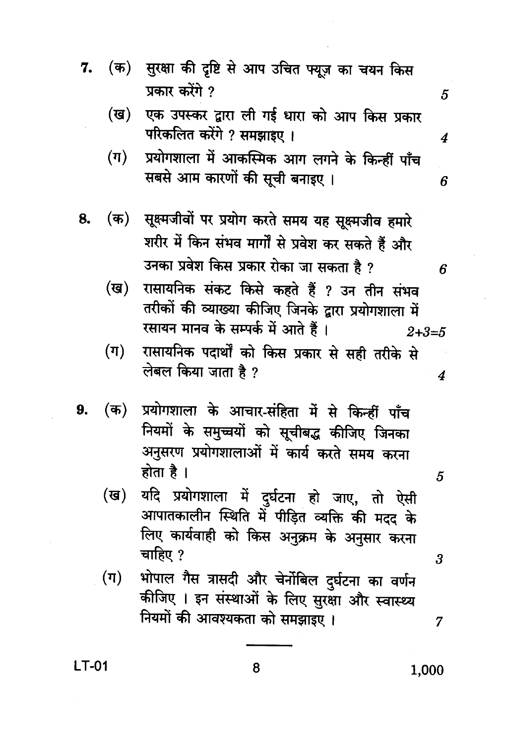7. (क) सुरक्षा की दृष्टि से आप उचित फ्यूज़ का चयन किस प्रकार करेंगे ? 5

   (ख) एक उपस्कर द्वारा ली गई धारा को आप किस प्रकार परिकलित करेंगे ? समझाइए । 4

   (ग) प्रयोगशाला में आकस्मिक आग लगने के किन्हीं पाँच सबसे आम कारणों की सूची बनाइए । 6

8. (क) सूक्ष्मजीवों पर प्रयोग करते समय यह सूक्ष्मजीव हमारे शरीर में किन संभव मार्गों से प्रवेश कर सकते हैं और उनका प्रवेश किस प्रकार रोका जा सकता है ? 6

   (ख) रासायनिक संकट किसे कहते हैं ? उन तीन संभव तरीकों की व्याख्या कीजिए जिनके द्वारा प्रयोगशाला में रसायन मानव के सम्पर्क में आते हैं । 2+3=5

   (ग) रासायनिक पदार्थों को किस प्रकार से सही तरीके से लेबल किया जाता है ? 4

9. (क) प्रयोगशाला के आचार-संहिता में से किन्हीं पाँच नियमों के समुच्चयों को सूचीबद्ध कीजिए जिनका अनुसरण प्रयोगशालाओं में कार्य करते समय करना होता है । 5

   (ख) यदि प्रयोगशाला में दुर्घटना हो जाए, तो ऐसी आपातकालीन स्थिति में पीड़ित व्यक्ति की मदद के लिए कार्यवाही को किस अनुक्रम के अनुसार करना चाहिए ? 3

   (ग) भोपाल गैस त्रासदी और चेर्नोबिल दुर्घटना का वर्णन कीजिए । इन संस्थाओं के लिए सुरक्षा और स्वास्थ्य नियमों की आवश्यकता को समझाइए । 7